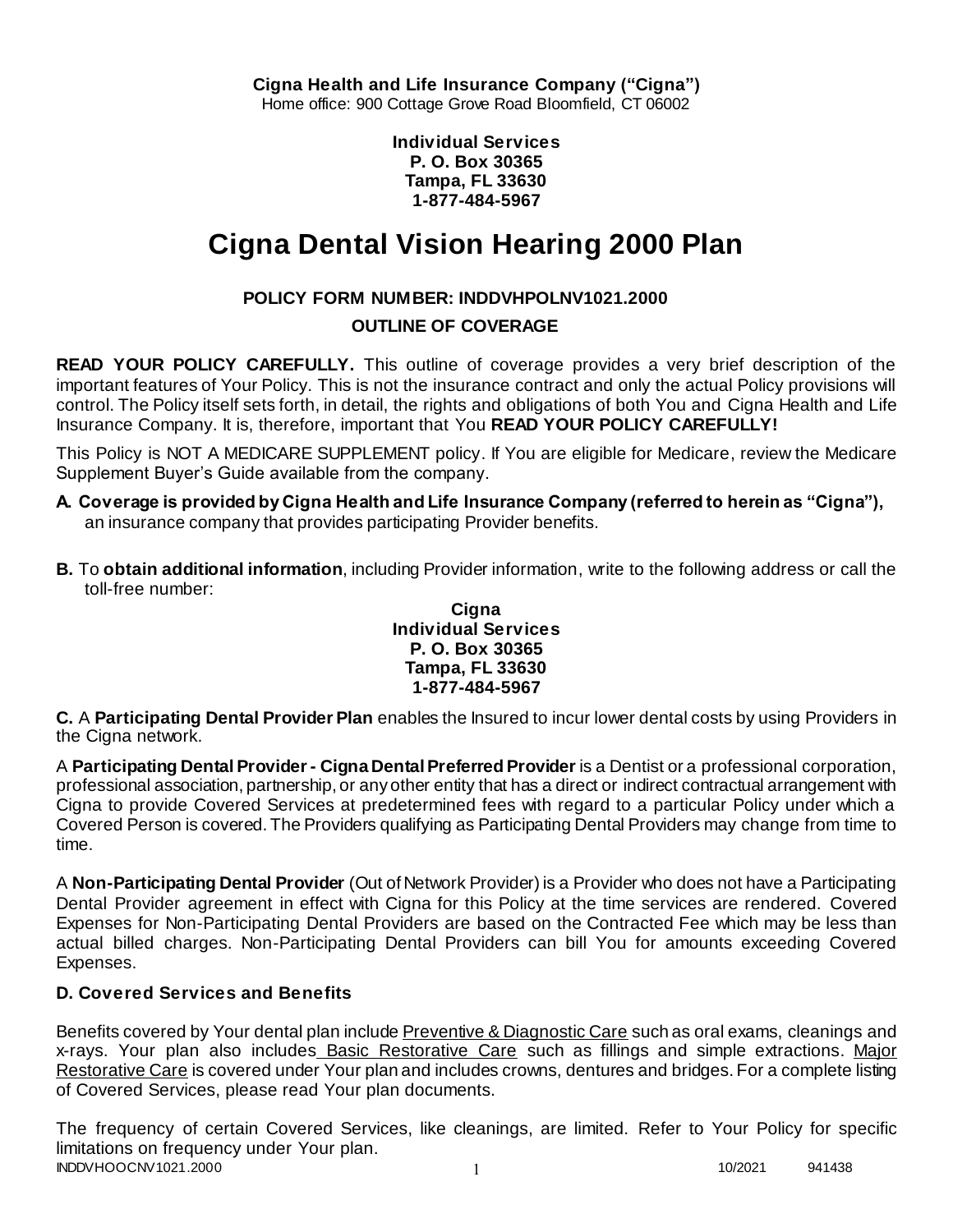**Cigna Health and Life Insurance Company ("Cigna")**
Home office: 900 Cottage Grove Road Bloomfield, CT 06002

**Individual Services**
**P. O. Box 30365**
**Tampa, FL 33630**
**1-877-484-5967**

# Cigna Dental Vision Hearing 2000 Plan

## POLICY FORM NUMBER: INDDVHPOLNV1021.2000

## OUTLINE OF COVERAGE

**READ YOUR POLICY CAREFULLY.** This outline of coverage provides a very brief description of the important features of Your Policy. This is not the insurance contract and only the actual Policy provisions will control. The Policy itself sets forth, in detail, the rights and obligations of both You and Cigna Health and Life Insurance Company. It is, therefore, important that You **READ YOUR POLICY CAREFULLY!**

This Policy is NOT A MEDICARE SUPPLEMENT policy. If You are eligible for Medicare, review the Medicare Supplement Buyer's Guide available from the company.

**A. Coverage is provided by Cigna Health and Life Insurance Company (referred to herein as "Cigna"),** an insurance company that provides participating Provider benefits.

**B.** To **obtain additional information**, including Provider information, write to the following address or call the toll-free number:

**Cigna**
**Individual Services**
**P. O. Box 30365**
**Tampa, FL 33630**
**1-877-484-5967**

**C.** A **Participating Dental Provider Plan** enables the Insured to incur lower dental costs by using Providers in the Cigna network.

A **Participating Dental Provider - Cigna Dental Preferred Provider** is a Dentist or a professional corporation, professional association, partnership, or any other entity that has a direct or indirect contractual arrangement with Cigna to provide Covered Services at predetermined fees with regard to a particular Policy under which a Covered Person is covered. The Providers qualifying as Participating Dental Providers may change from time to time.

A **Non-Participating Dental Provider** (Out of Network Provider) is a Provider who does not have a Participating Dental Provider agreement in effect with Cigna for this Policy at the time services are rendered. Covered Expenses for Non-Participating Dental Providers are based on the Contracted Fee which may be less than actual billed charges. Non-Participating Dental Providers can bill You for amounts exceeding Covered Expenses.

### D. Covered Services and Benefits

Benefits covered by Your dental plan include Preventive & Diagnostic Care such as oral exams, cleanings and x-rays. Your plan also includes Basic Restorative Care such as fillings and simple extractions. Major Restorative Care is covered under Your plan and includes crowns, dentures and bridges. For a complete listing of Covered Services, please read Your plan documents.

The frequency of certain Covered Services, like cleanings, are limited. Refer to Your Policy for specific limitations on frequency under Your plan.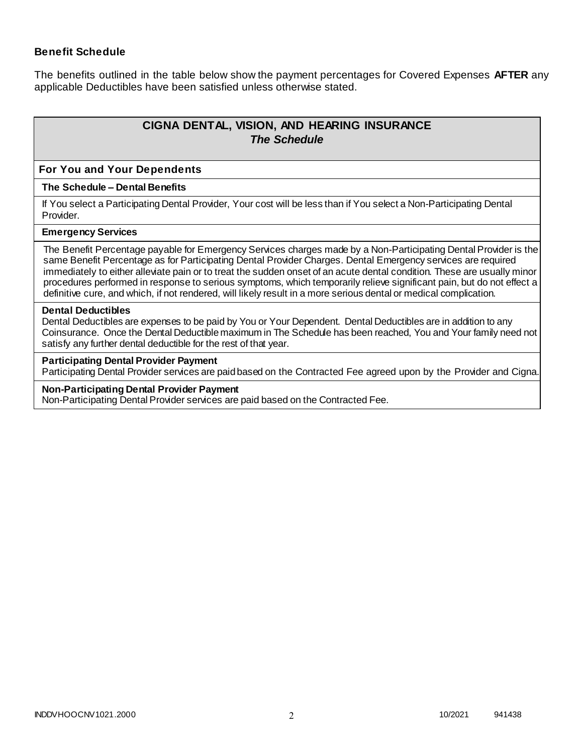### Benefit Schedule

The benefits outlined in the table below show the payment percentages for Covered Expenses **AFTER** any applicable Deductibles have been satisfied unless otherwise stated.

## CIGNA DENTAL, VISION, AND HEARING INSURANCE
### *The Schedule*

**For You and Your Dependents**

**The Schedule – Dental Benefits**

If You select a Participating Dental Provider, Your cost will be less than if You select a Non-Participating Dental Provider.

**Emergency Services**

The Benefit Percentage payable for Emergency Services charges made by a Non-Participating Dental Provider is the same Benefit Percentage as for Participating Dental Provider Charges. Dental Emergency services are required immediately to either alleviate pain or to treat the sudden onset of an acute dental condition. These are usually minor procedures performed in response to serious symptoms, which temporarily relieve significant pain, but do not effect a definitive cure, and which, if not rendered, will likely result in a more serious dental or medical complication.

**Dental Deductibles**

Dental Deductibles are expenses to be paid by You or Your Dependent. Dental Deductibles are in addition to any Coinsurance. Once the Dental Deductible maximum in The Schedule has been reached, You and Your family need not satisfy any further dental deductible for the rest of that year.

**Participating Dental Provider Payment**

Participating Dental Provider services are paid based on the Contracted Fee agreed upon by the Provider and Cigna.

**Non-Participating Dental Provider Payment**

Non-Participating Dental Provider services are paid based on the Contracted Fee.

INDDVHOOCNV1021.2000 10/2021 941438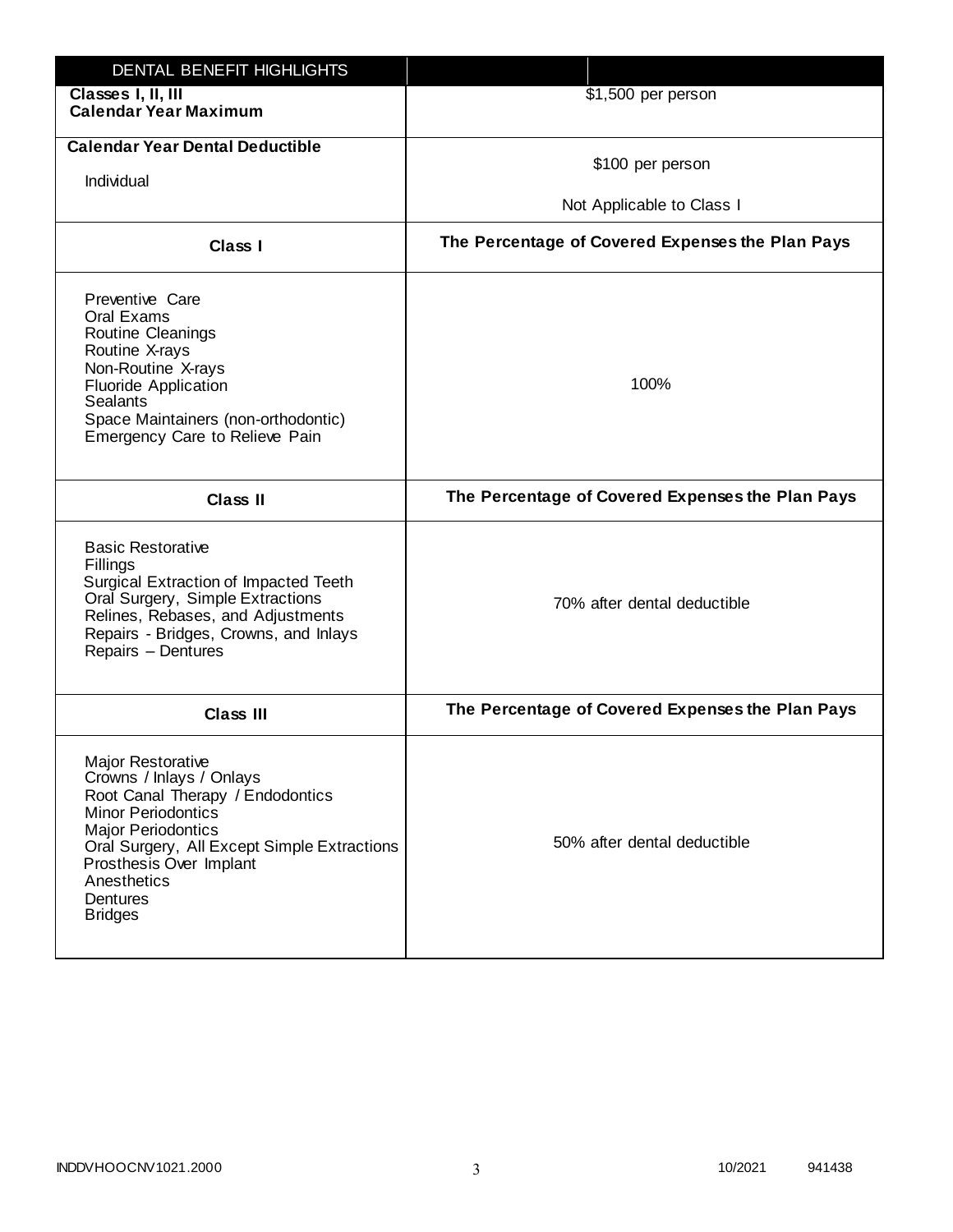| DENTAL BENEFIT HIGHLIGHTS | |
|---|---|
| **Classes I, II, III**<br>**Calendar Year Maximum** | $1,500 per person |
| **Calendar Year Dental Deductible**<br><br>Individual | $100 per person<br><br>Not Applicable to Class I |
| **Class I** | **The Percentage of Covered Expenses the Plan Pays** |
| Preventive Care<br>Oral Exams<br>Routine Cleanings<br>Routine X-rays<br>Non-Routine X-rays<br>Fluoride Application<br>Sealants<br>Space Maintainers (non-orthodontic)<br>Emergency Care to Relieve Pain | 100% |
| **Class II** | **The Percentage of Covered Expenses the Plan Pays** |
| Basic Restorative<br>Fillings<br>Surgical Extraction of Impacted Teeth<br>Oral Surgery, Simple Extractions<br>Relines, Rebases, and Adjustments<br>Repairs - Bridges, Crowns, and Inlays<br>Repairs – Dentures | 70% after dental deductible |
| **Class III** | **The Percentage of Covered Expenses the Plan Pays** |
| Major Restorative<br>Crowns / Inlays / Onlays<br>Root Canal Therapy / Endodontics<br>Minor Periodontics<br>Major Periodontics<br>Oral Surgery, All Except Simple Extractions<br>Prosthesis Over Implant<br>Anesthetics<br>Dentures<br>Bridges | 50% after dental deductible |

INDDVHOOCNV1021.2000 10/2021 941438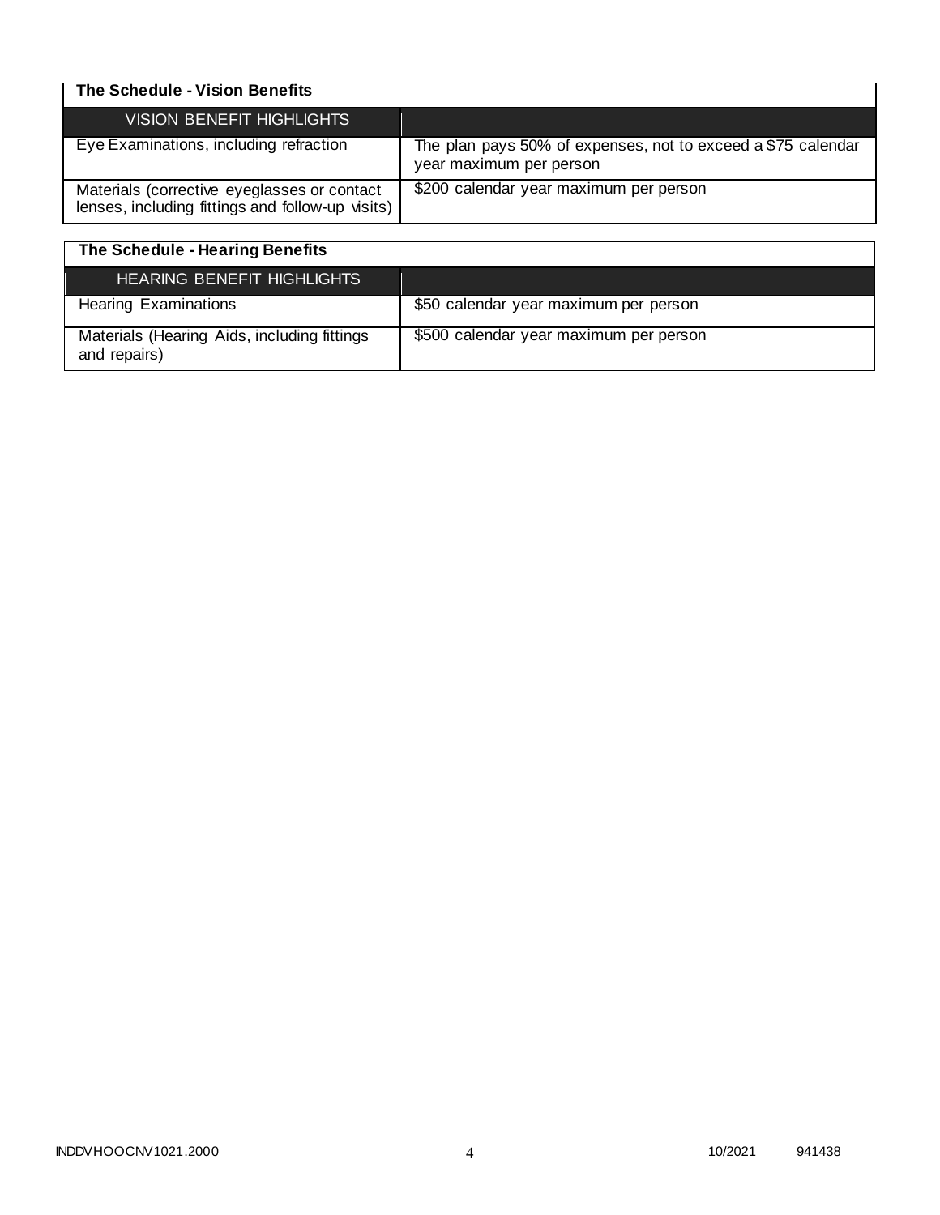| The Schedule - Vision Benefits | |
|---|---|
| VISION BENEFIT HIGHLIGHTS | |
| Eye Examinations, including refraction | The plan pays 50% of expenses, not to exceed a $75 calendar year maximum per person |
| Materials (corrective eyeglasses or contact lenses, including fittings and follow-up visits) | $200 calendar year maximum per person |

| The Schedule - Hearing Benefits | |
|---|---|
| HEARING BENEFIT HIGHLIGHTS | |
| Hearing Examinations | $50 calendar year maximum per person |
| Materials (Hearing Aids, including fittings and repairs) | $500 calendar year maximum per person |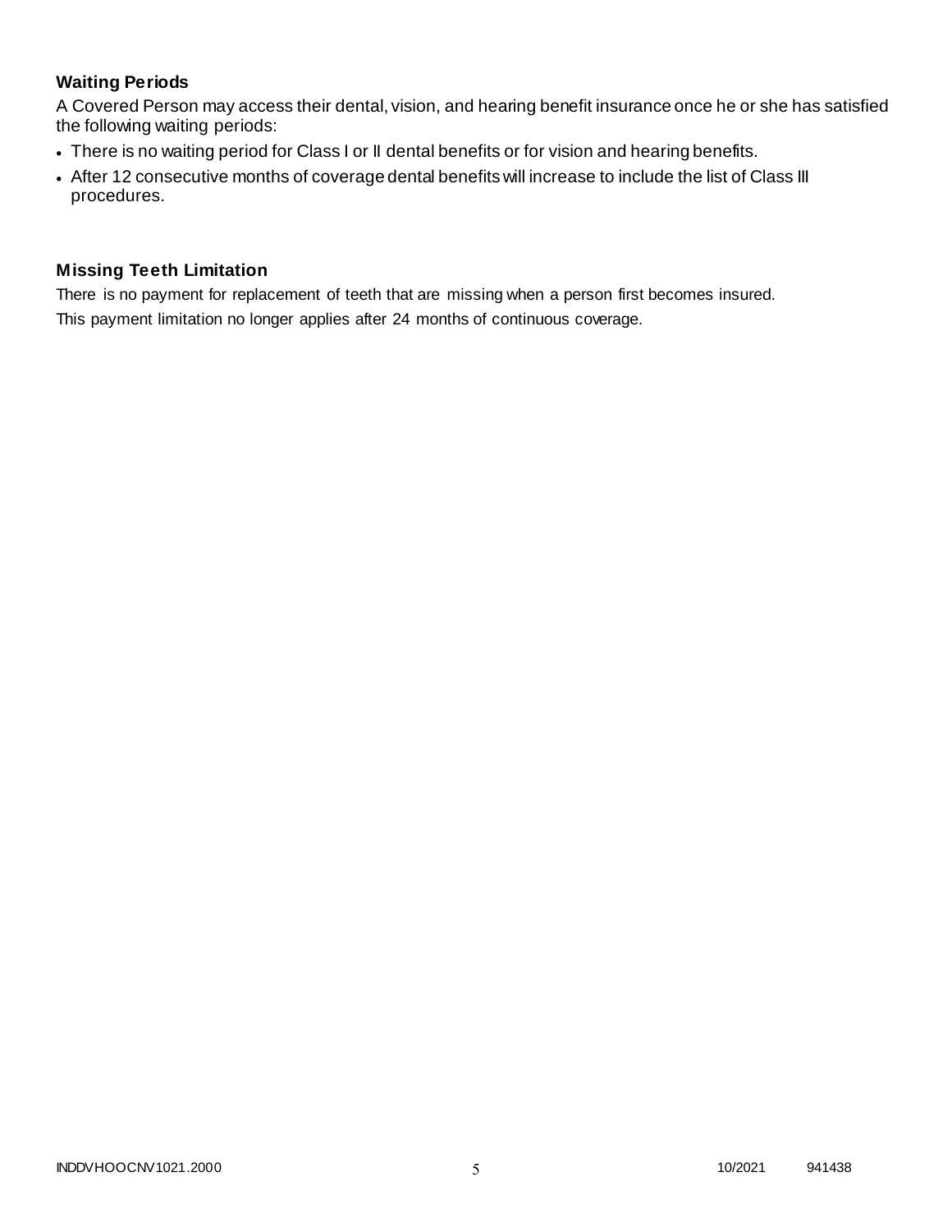### Waiting Periods

A Covered Person may access their dental, vision, and hearing benefit insurance once he or she has satisfied the following waiting periods:

- There is no waiting period for Class I or II dental benefits or for vision and hearing benefits.
- After 12 consecutive months of coverage dental benefits will increase to include the list of Class III procedures.

### Missing Teeth Limitation

There is no payment for replacement of teeth that are missing when a person first becomes insured.

This payment limitation no longer applies after 24 months of continuous coverage.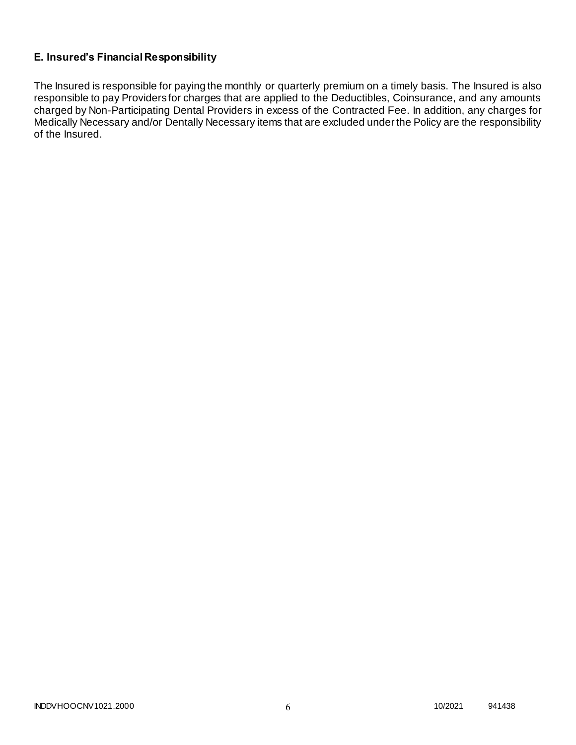### E. Insured's Financial Responsibility

The Insured is responsible for paying the monthly or quarterly premium on a timely basis. The Insured is also responsible to pay Providers for charges that are applied to the Deductibles, Coinsurance, and any amounts charged by Non-Participating Dental Providers in excess of the Contracted Fee. In addition, any charges for Medically Necessary and/or Dentally Necessary items that are excluded under the Policy are the responsibility of the Insured.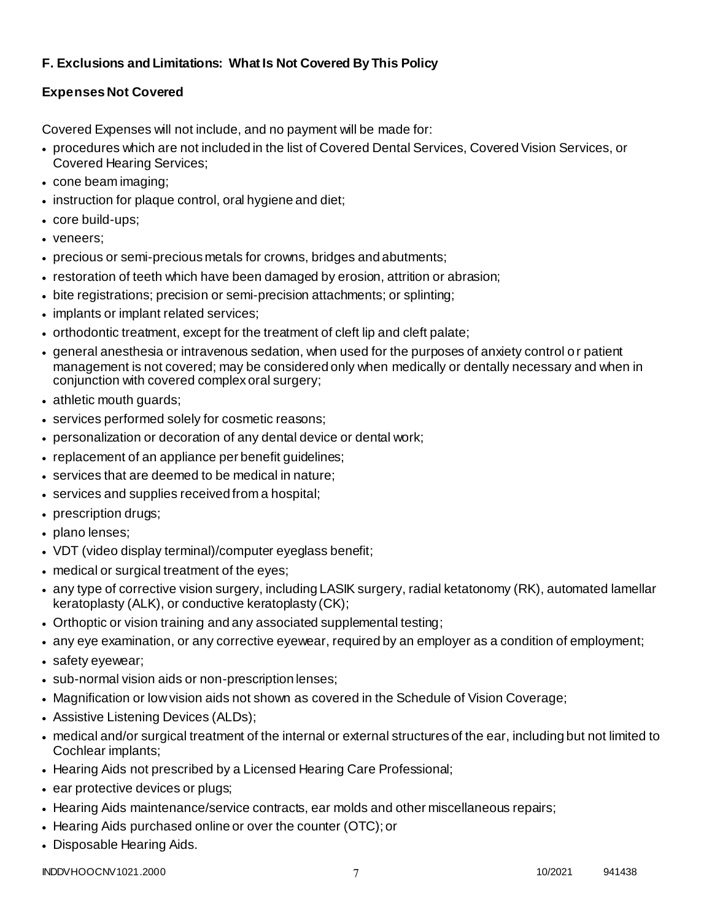**F. Exclusions and Limitations: What Is Not Covered By This Policy**

**Expenses Not Covered**

Covered Expenses will not include, and no payment will be made for:

- procedures which are not included in the list of Covered Dental Services, Covered Vision Services, or Covered Hearing Services;
- cone beam imaging;
- instruction for plaque control, oral hygiene and diet;
- core build-ups;
- veneers;
- precious or semi-precious metals for crowns, bridges and abutments;
- restoration of teeth which have been damaged by erosion, attrition or abrasion;
- bite registrations; precision or semi-precision attachments; or splinting;
- implants or implant related services;
- orthodontic treatment, except for the treatment of cleft lip and cleft palate;
- general anesthesia or intravenous sedation, when used for the purposes of anxiety control or patient management is not covered; may be considered only when medically or dentally necessary and when in conjunction with covered complex oral surgery;
- athletic mouth guards;
- services performed solely for cosmetic reasons;
- personalization or decoration of any dental device or dental work;
- replacement of an appliance per benefit guidelines;
- services that are deemed to be medical in nature;
- services and supplies received from a hospital;
- prescription drugs;
- plano lenses;
- VDT (video display terminal)/computer eyeglass benefit;
- medical or surgical treatment of the eyes;
- any type of corrective vision surgery, including LASIK surgery, radial ketatonomy (RK), automated lamellar keratoplasty (ALK), or conductive keratoplasty (CK);
- Orthoptic or vision training and any associated supplemental testing;
- any eye examination, or any corrective eyewear, required by an employer as a condition of employment;
- safety eyewear;
- sub-normal vision aids or non-prescription lenses;
- Magnification or low vision aids not shown as covered in the Schedule of Vision Coverage;
- Assistive Listening Devices (ALDs);
- medical and/or surgical treatment of the internal or external structures of the ear, including but not limited to Cochlear implants;
- Hearing Aids not prescribed by a Licensed Hearing Care Professional;
- ear protective devices or plugs;
- Hearing Aids maintenance/service contracts, ear molds and other miscellaneous repairs;
- Hearing Aids purchased online or over the counter (OTC); or
- Disposable Hearing Aids.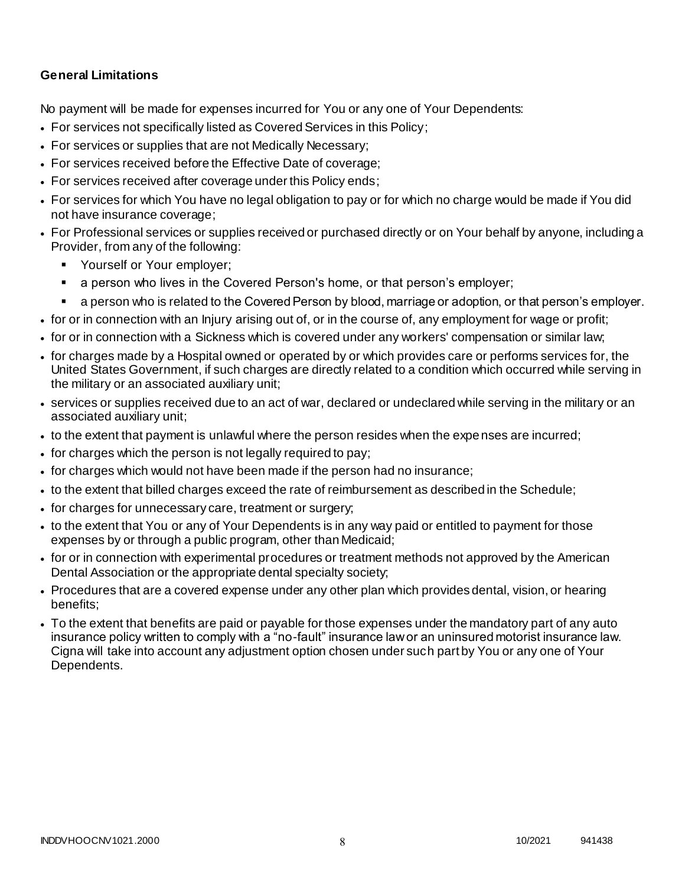**General Limitations**

No payment will be made for expenses incurred for You or any one of Your Dependents:

- For services not specifically listed as Covered Services in this Policy;
- For services or supplies that are not Medically Necessary;
- For services received before the Effective Date of coverage;
- For services received after coverage under this Policy ends;
- For services for which You have no legal obligation to pay or for which no charge would be made if You did not have insurance coverage;
- For Professional services or supplies received or purchased directly or on Your behalf by anyone, including a Provider, from any of the following:
  - Yourself or Your employer;
  - a person who lives in the Covered Person's home, or that person's employer;
  - a person who is related to the Covered Person by blood, marriage or adoption, or that person's employer.
- for or in connection with an Injury arising out of, or in the course of, any employment for wage or profit;
- for or in connection with a Sickness which is covered under any workers' compensation or similar law;
- for charges made by a Hospital owned or operated by or which provides care or performs services for, the United States Government, if such charges are directly related to a condition which occurred while serving in the military or an associated auxiliary unit;
- services or supplies received due to an act of war, declared or undeclared while serving in the military or an associated auxiliary unit;
- to the extent that payment is unlawful where the person resides when the expenses are incurred;
- for charges which the person is not legally required to pay;
- for charges which would not have been made if the person had no insurance;
- to the extent that billed charges exceed the rate of reimbursement as described in the Schedule;
- for charges for unnecessary care, treatment or surgery;
- to the extent that You or any of Your Dependents is in any way paid or entitled to payment for those expenses by or through a public program, other than Medicaid;
- for or in connection with experimental procedures or treatment methods not approved by the American Dental Association or the appropriate dental specialty society;
- Procedures that are a covered expense under any other plan which provides dental, vision, or hearing benefits;
- To the extent that benefits are paid or payable for those expenses under the mandatory part of any auto insurance policy written to comply with a "no-fault" insurance law or an uninsured motorist insurance law. Cigna will take into account any adjustment option chosen under such part by You or any one of Your Dependents.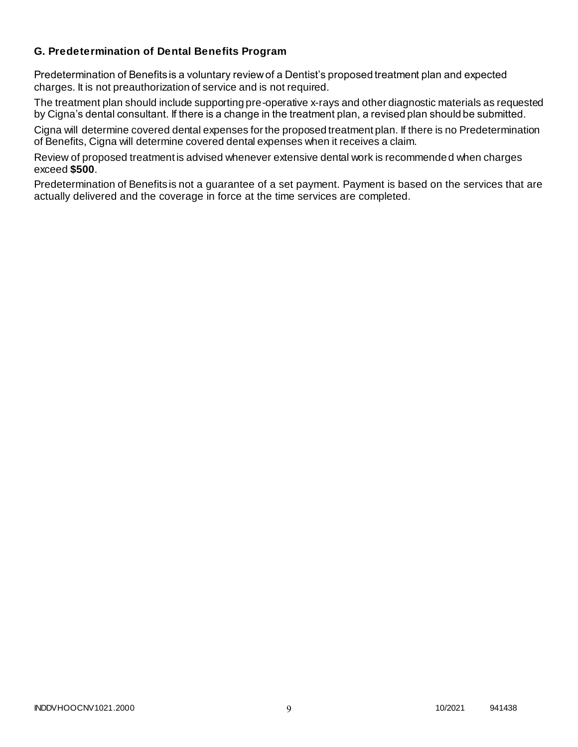### G. Predetermination of Dental Benefits Program

Predetermination of Benefits is a voluntary review of a Dentist's proposed treatment plan and expected charges. It is not preauthorization of service and is not required.

The treatment plan should include supporting pre-operative x-rays and other diagnostic materials as requested by Cigna's dental consultant. If there is a change in the treatment plan, a revised plan should be submitted.

Cigna will determine covered dental expenses for the proposed treatment plan. If there is no Predetermination of Benefits, Cigna will determine covered dental expenses when it receives a claim.

Review of proposed treatment is advised whenever extensive dental work is recommended when charges exceed **$500**.

Predetermination of Benefits is not a guarantee of a set payment. Payment is based on the services that are actually delivered and the coverage in force at the time services are completed.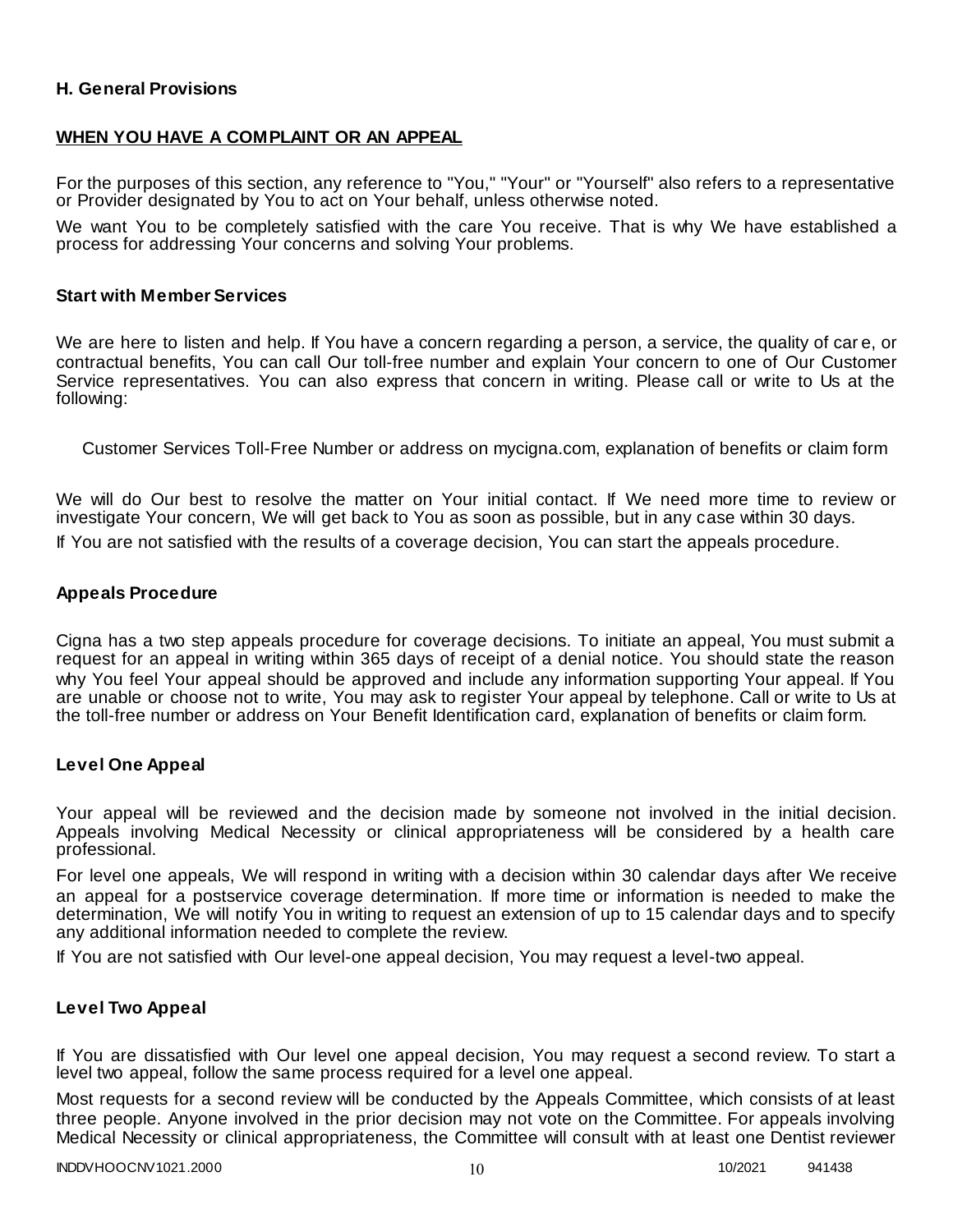### H. General Provisions

**WHEN YOU HAVE A COMPLAINT OR AN APPEAL**

For the purposes of this section, any reference to "You," "Your" or "Yourself" also refers to a representative or Provider designated by You to act on Your behalf, unless otherwise noted.

We want You to be completely satisfied with the care You receive. That is why We have established a process for addressing Your concerns and solving Your problems.

#### Start with Member Services

We are here to listen and help. If You have a concern regarding a person, a service, the quality of care, or contractual benefits, You can call Our toll-free number and explain Your concern to one of Our Customer Service representatives. You can also express that concern in writing. Please call or write to Us at the following:

Customer Services Toll-Free Number or address on mycigna.com, explanation of benefits or claim form

We will do Our best to resolve the matter on Your initial contact. If We need more time to review or investigate Your concern, We will get back to You as soon as possible, but in any case within 30 days.

If You are not satisfied with the results of a coverage decision, You can start the appeals procedure.

#### Appeals Procedure

Cigna has a two step appeals procedure for coverage decisions. To initiate an appeal, You must submit a request for an appeal in writing within 365 days of receipt of a denial notice. You should state the reason why You feel Your appeal should be approved and include any information supporting Your appeal. If You are unable or choose not to write, You may ask to register Your appeal by telephone. Call or write to Us at the toll-free number or address on Your Benefit Identification card, explanation of benefits or claim form.

#### Level One Appeal

Your appeal will be reviewed and the decision made by someone not involved in the initial decision. Appeals involving Medical Necessity or clinical appropriateness will be considered by a health care professional.

For level one appeals, We will respond in writing with a decision within 30 calendar days after We receive an appeal for a postservice coverage determination. If more time or information is needed to make the determination, We will notify You in writing to request an extension of up to 15 calendar days and to specify any additional information needed to complete the review.

If You are not satisfied with Our level-one appeal decision, You may request a level-two appeal.

#### Level Two Appeal

If You are dissatisfied with Our level one appeal decision, You may request a second review. To start a level two appeal, follow the same process required for a level one appeal.

Most requests for a second review will be conducted by the Appeals Committee, which consists of at least three people. Anyone involved in the prior decision may not vote on the Committee. For appeals involving Medical Necessity or clinical appropriateness, the Committee will consult with at least one Dentist reviewer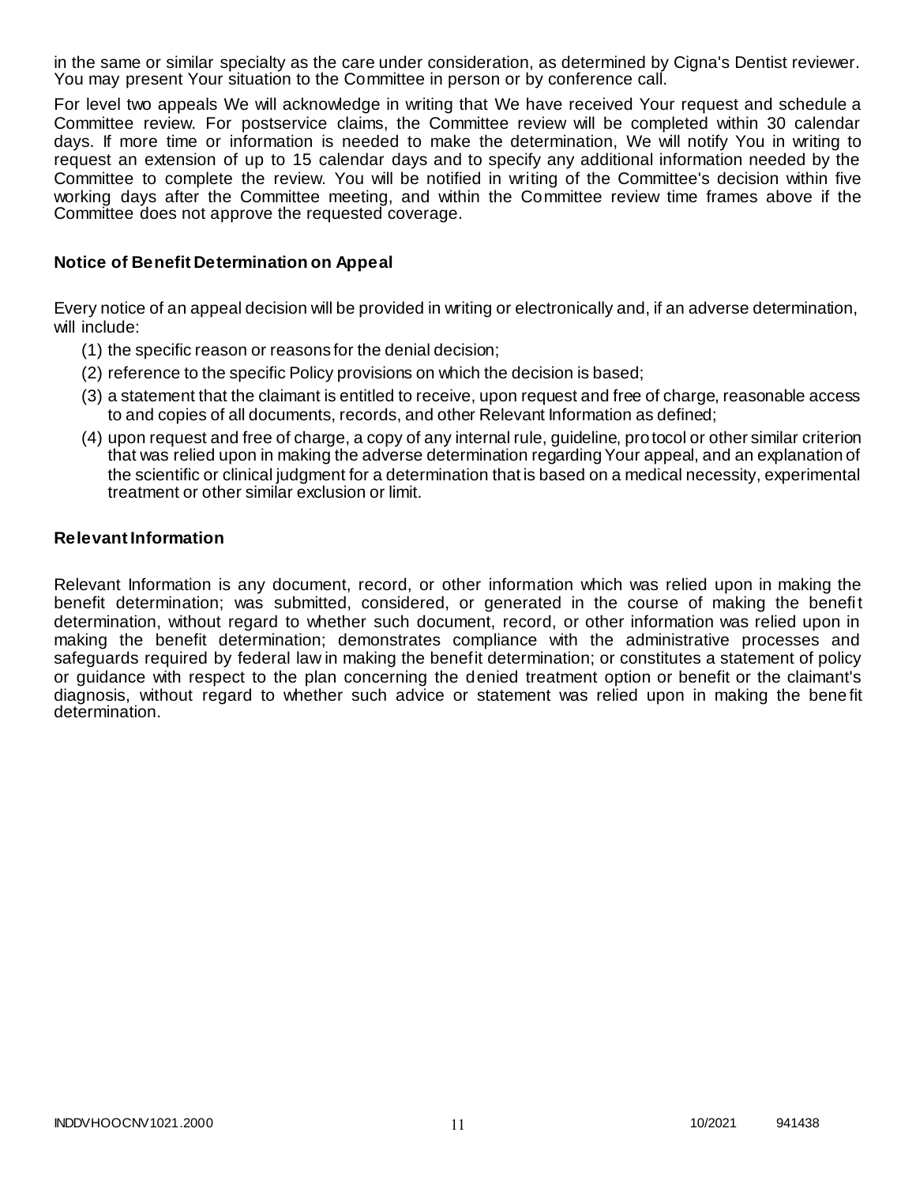in the same or similar specialty as the care under consideration, as determined by Cigna's Dentist reviewer. You may present Your situation to the Committee in person or by conference call.

For level two appeals We will acknowledge in writing that We have received Your request and schedule a Committee review. For postservice claims, the Committee review will be completed within 30 calendar days. If more time or information is needed to make the determination, We will notify You in writing to request an extension of up to 15 calendar days and to specify any additional information needed by the Committee to complete the review. You will be notified in writing of the Committee's decision within five working days after the Committee meeting, and within the Committee review time frames above if the Committee does not approve the requested coverage.

### Notice of Benefit Determination on Appeal

Every notice of an appeal decision will be provided in writing or electronically and, if an adverse determination, will include:

(1) the specific reason or reasons for the denial decision;

(2) reference to the specific Policy provisions on which the decision is based;

(3) a statement that the claimant is entitled to receive, upon request and free of charge, reasonable access to and copies of all documents, records, and other Relevant Information as defined;

(4) upon request and free of charge, a copy of any internal rule, guideline, protocol or other similar criterion that was relied upon in making the adverse determination regarding Your appeal, and an explanation of the scientific or clinical judgment for a determination that is based on a medical necessity, experimental treatment or other similar exclusion or limit.

### Relevant Information

Relevant Information is any document, record, or other information which was relied upon in making the benefit determination; was submitted, considered, or generated in the course of making the benefit determination, without regard to whether such document, record, or other information was relied upon in making the benefit determination; demonstrates compliance with the administrative processes and safeguards required by federal law in making the benefit determination; or constitutes a statement of policy or guidance with respect to the plan concerning the denied treatment option or benefit or the claimant's diagnosis, without regard to whether such advice or statement was relied upon in making the benefit determination.

INDDVHOOCNV1021.2000 10/2021 941438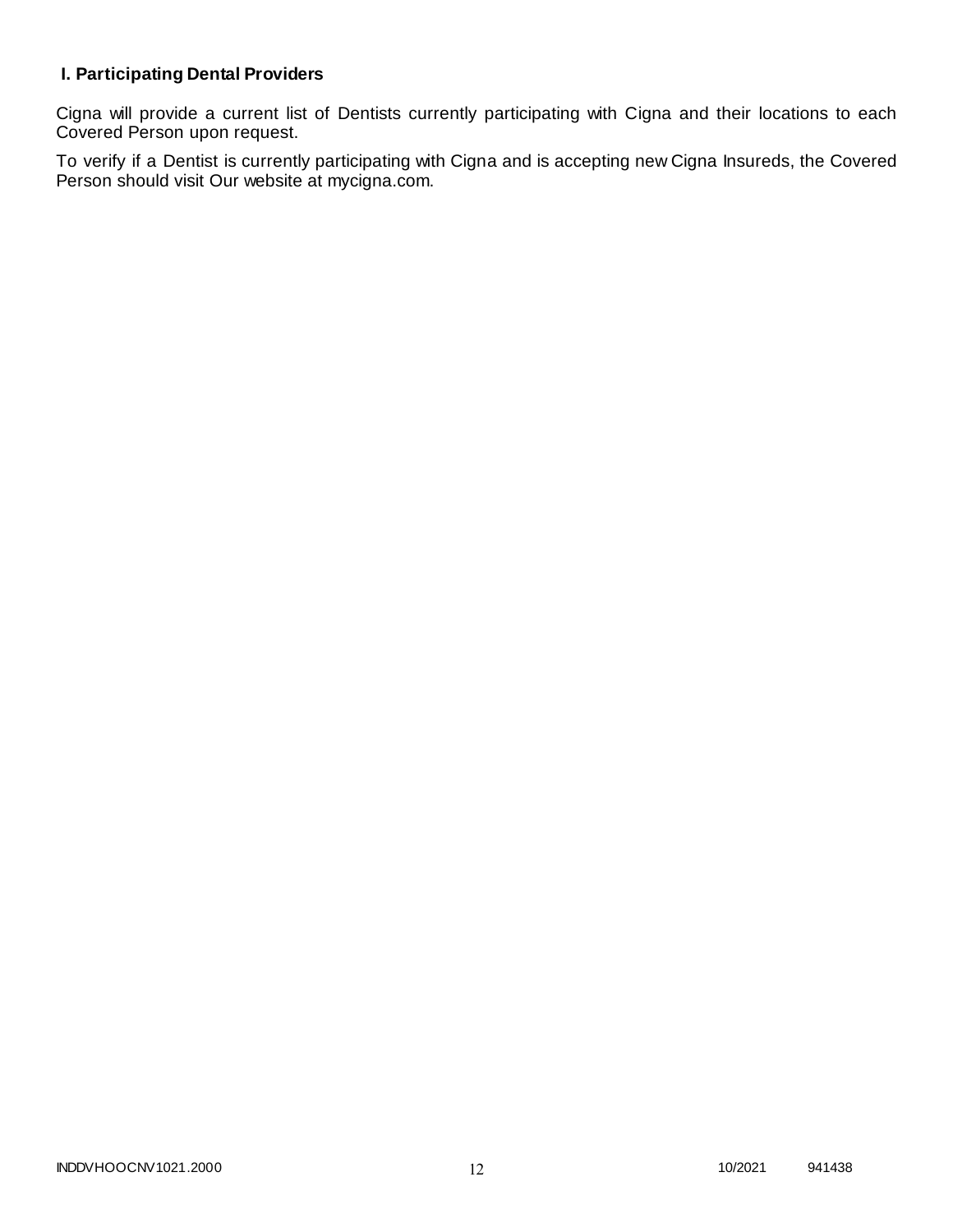## I. Participating Dental Providers

Cigna will provide a current list of Dentists currently participating with Cigna and their locations to each Covered Person upon request.

To verify if a Dentist is currently participating with Cigna and is accepting new Cigna Insureds, the Covered Person should visit Our website at mycigna.com.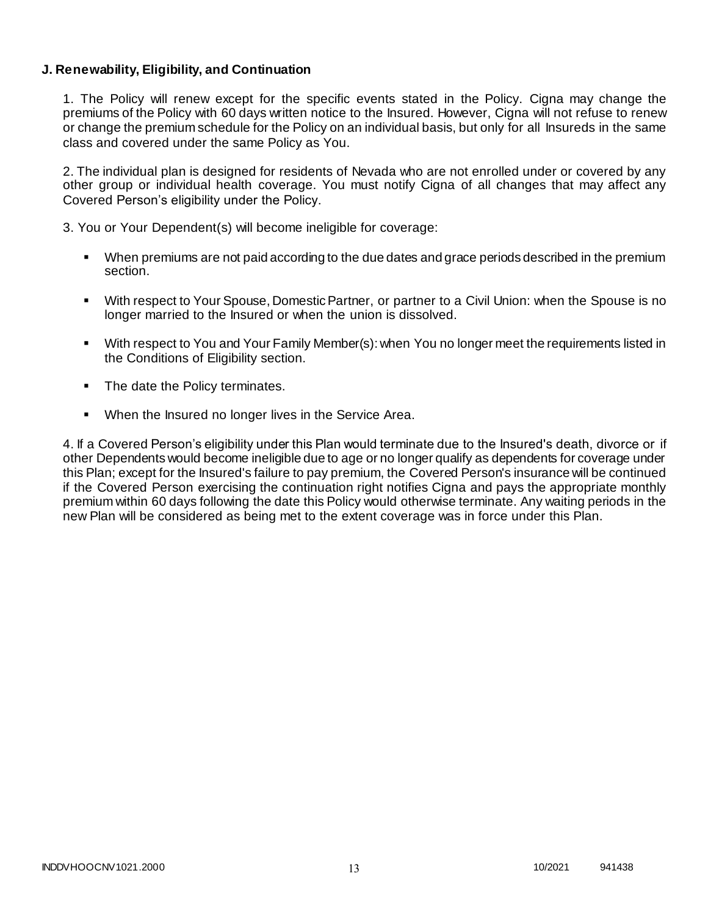### J. Renewability, Eligibility, and Continuation

1. The Policy will renew except for the specific events stated in the Policy. Cigna may change the premiums of the Policy with 60 days written notice to the Insured. However, Cigna will not refuse to renew or change the premium schedule for the Policy on an individual basis, but only for all Insureds in the same class and covered under the same Policy as You.

2. The individual plan is designed for residents of Nevada who are not enrolled under or covered by any other group or individual health coverage. You must notify Cigna of all changes that may affect any Covered Person's eligibility under the Policy.

3. You or Your Dependent(s) will become ineligible for coverage:

- When premiums are not paid according to the due dates and grace periods described in the premium section.
- With respect to Your Spouse, Domestic Partner, or partner to a Civil Union: when the Spouse is no longer married to the Insured or when the union is dissolved.
- With respect to You and Your Family Member(s): when You no longer meet the requirements listed in the Conditions of Eligibility section.
- The date the Policy terminates.
- When the Insured no longer lives in the Service Area.

4. If a Covered Person's eligibility under this Plan would terminate due to the Insured's death, divorce or if other Dependents would become ineligible due to age or no longer qualify as dependents for coverage under this Plan; except for the Insured's failure to pay premium, the Covered Person's insurance will be continued if the Covered Person exercising the continuation right notifies Cigna and pays the appropriate monthly premium within 60 days following the date this Policy would otherwise terminate. Any waiting periods in the new Plan will be considered as being met to the extent coverage was in force under this Plan.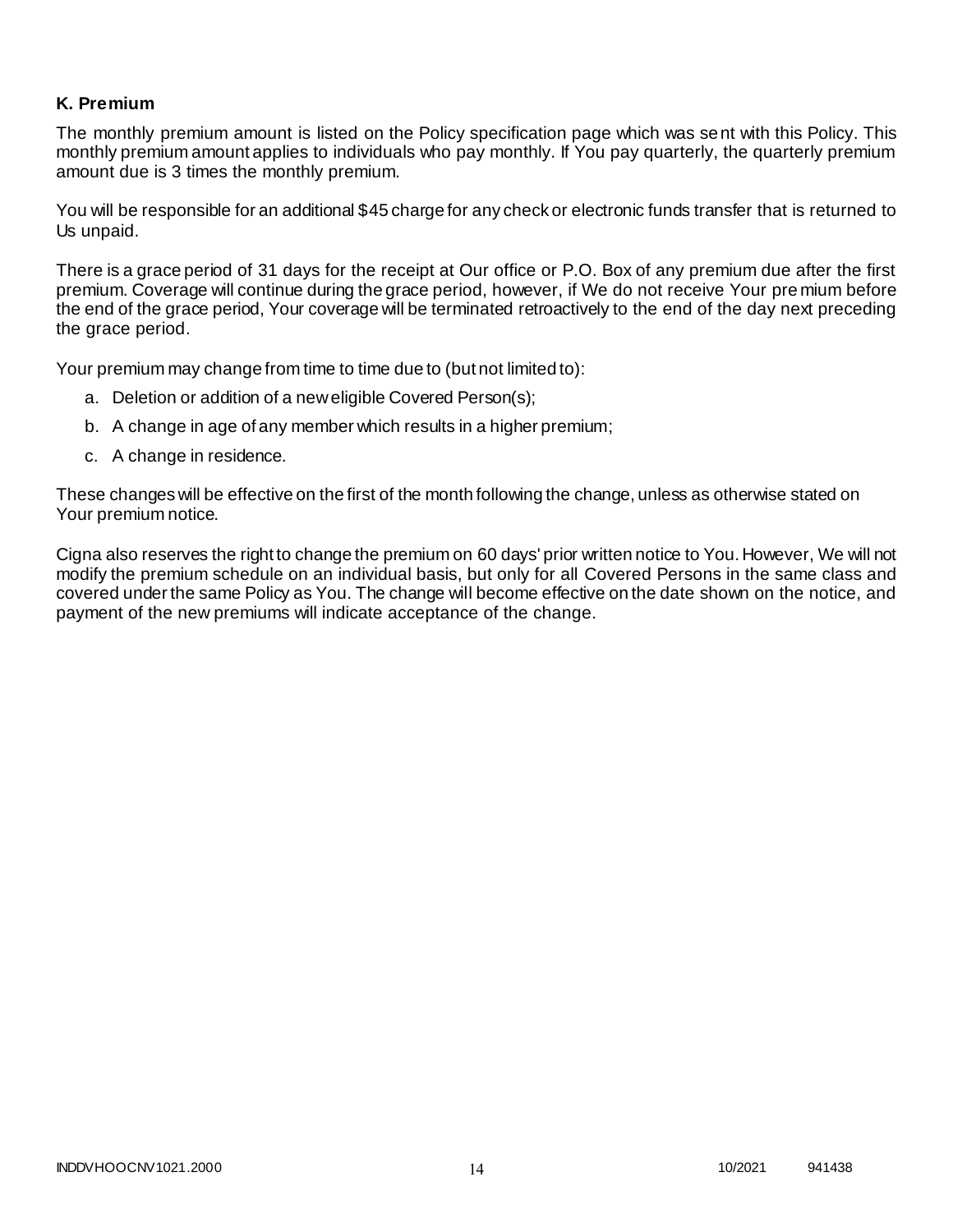### K. Premium

The monthly premium amount is listed on the Policy specification page which was sent with this Policy. This monthly premium amount applies to individuals who pay monthly. If You pay quarterly, the quarterly premium amount due is 3 times the monthly premium.

You will be responsible for an additional $45 charge for any check or electronic funds transfer that is returned to Us unpaid.

There is a grace period of 31 days for the receipt at Our office or P.O. Box of any premium due after the first premium. Coverage will continue during the grace period, however, if We do not receive Your premium before the end of the grace period, Your coverage will be terminated retroactively to the end of the day next preceding the grace period.

Your premium may change from time to time due to (but not limited to):

a. Deletion or addition of a new eligible Covered Person(s);
b. A change in age of any member which results in a higher premium;
c. A change in residence.

These changes will be effective on the first of the month following the change, unless as otherwise stated on Your premium notice.

Cigna also reserves the right to change the premium on 60 days' prior written notice to You. However, We will not modify the premium schedule on an individual basis, but only for all Covered Persons in the same class and covered under the same Policy as You. The change will become effective on the date shown on the notice, and payment of the new premiums will indicate acceptance of the change.

INDDVHOOCNV1021.2000 10/2021 941438